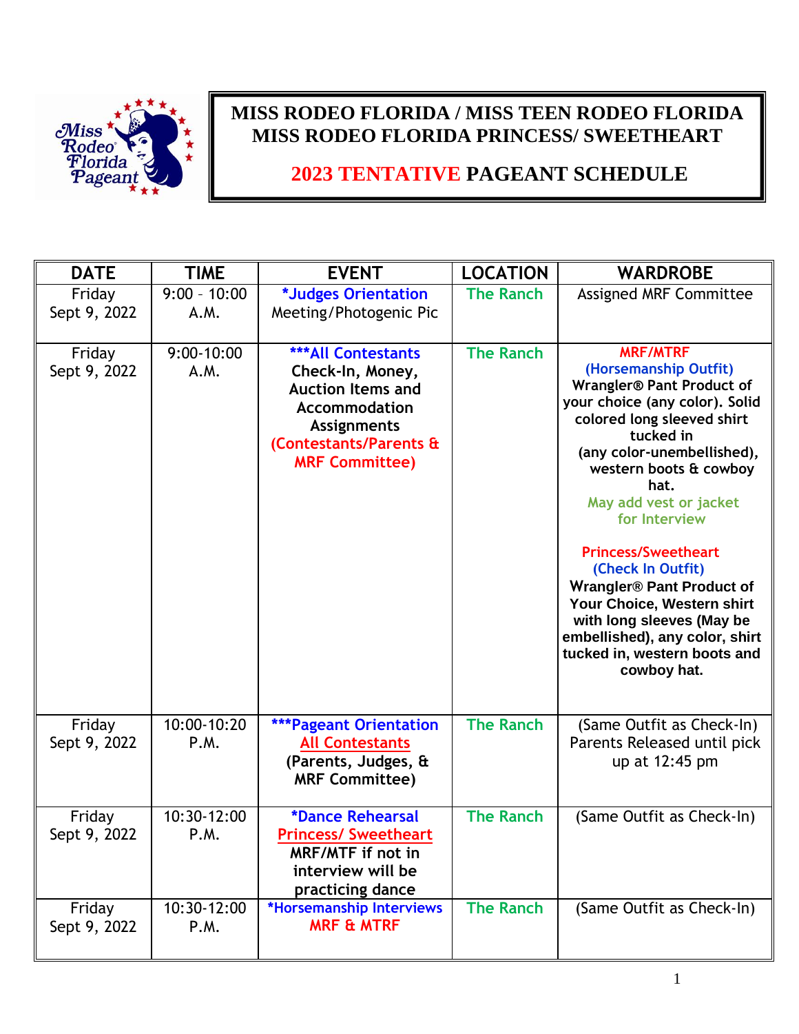# MISS RODEO FLORIDA / MISS TEEN RODEO FLORIDA
# MISS RODEO FLORIDA PRINCESS/ SWEETHEART

## 2023 TENTATIVE PAGEANT SCHEDULE

| DATE | TIME | EVENT | LOCATION | WARDROBE |
|---|---|---|---|---|
| Friday Sept 9, 2022 | 9:00 – 10:00 A.M. | *Judges Orientation Meeting/Photogenic Pic | The Ranch | Assigned MRF Committee |
| Friday Sept 9, 2022 | 9:00-10:00 A.M. | ***All Contestants **Check-In, Money, Auction Items and Accommodation Assignments** **(Contestants/Parents & MRF Committee)** | The Ranch | **MRF/MTRF** **(Horsemanship Outfit)** **Wrangler® Pant Product of your choice (any color). Solid colored long sleeved shirt tucked in (any color-unembellished), western boots & cowboy hat.** May add vest or jacket for Interview<br><br>**Princess/Sweetheart** **(Check In Outfit)** **Wrangler® Pant Product of Your Choice, Western shirt with long sleeves (May be embellished), any color, shirt tucked in, western boots and cowboy hat.** |
| Friday Sept 9, 2022 | 10:00-10:20 P.M. | ***Pageant Orientation **All Contestants** **(Parents, Judges, & MRF Committee)** | The Ranch | (Same Outfit as Check-In) Parents Released until pick up at 12:45 pm |
| Friday Sept 9, 2022 | 10:30-12:00 P.M. | *Dance Rehearsal **Princess/ Sweetheart** **MRF/MTF if not in interview will be practicing dance** | The Ranch | (Same Outfit as Check-In) |
| Friday Sept 9, 2022 | 10:30-12:00 P.M. | *Horsemanship Interviews **MRF & MTRF** | The Ranch | (Same Outfit as Check-In) |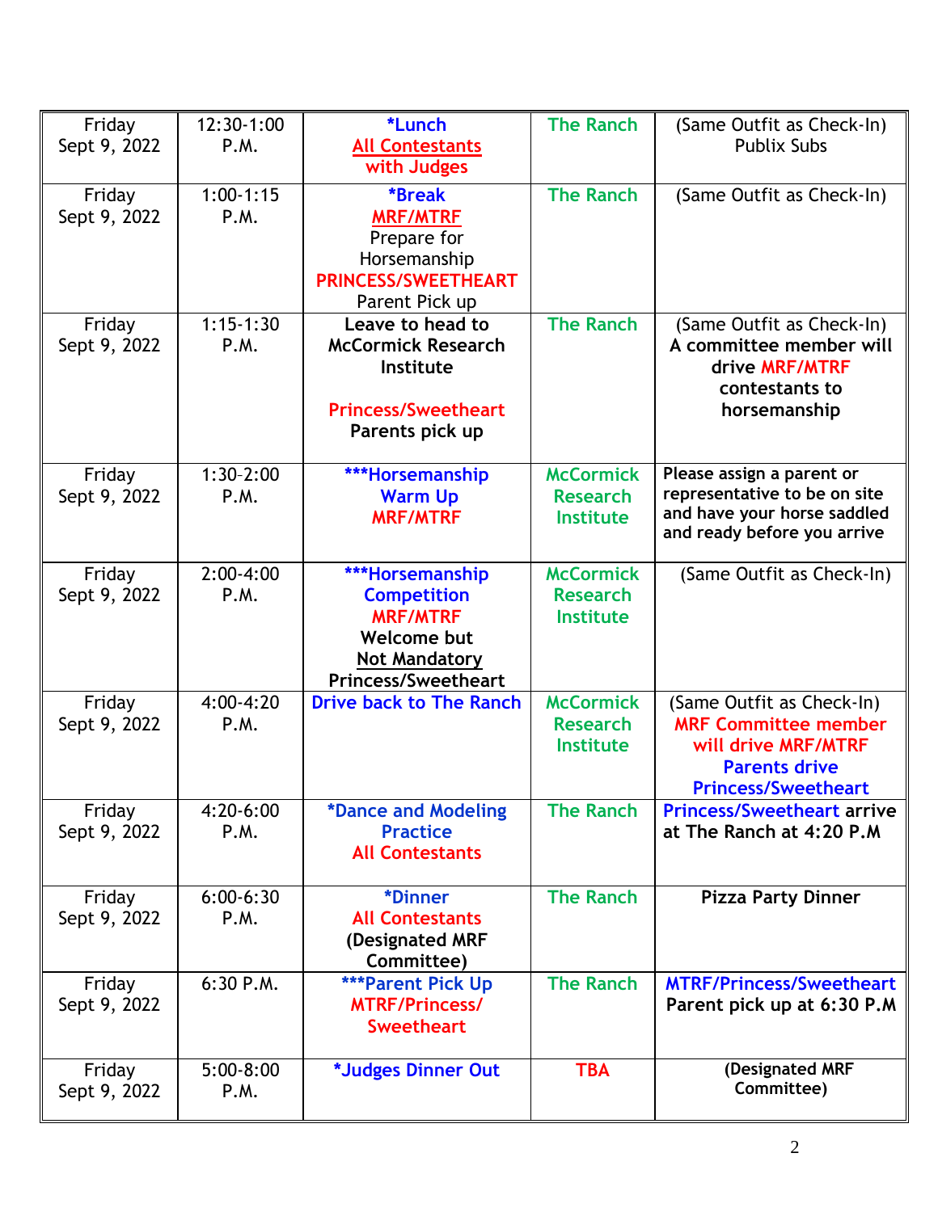| Friday Sept 9, 2022 | 12:30-1:00 P.M. | *Lunch All Contestants with Judges | The Ranch | (Same Outfit as Check-In) Publix Subs |
|---|---|---|---|---|
| Friday Sept 9, 2022 | 1:00-1:15 P.M. | *Break MRF/MTRF Prepare for Horsemanship PRINCESS/SWEETHEART Parent Pick up | The Ranch | (Same Outfit as Check-In) |
| Friday Sept 9, 2022 | 1:15-1:30 P.M. | **Leave to head to McCormick Research Institute** <br><br> **Princess/Sweetheart Parents pick up** | The Ranch | (Same Outfit as Check-In) **A committee member will drive MRF/MTRF contestants to horsemanship** |
| Friday Sept 9, 2022 | 1:30-2:00 P.M. | ***Horsemanship Warm Up MRF/MTRF | McCormick Research Institute | **Please assign a parent or representative to be on site and have your horse saddled and ready before you arrive** |
| Friday Sept 9, 2022 | 2:00-4:00 P.M. | ***Horsemanship Competition MRF/MTRF **Welcome but Not Mandatory Princess/Sweetheart** | McCormick Research Institute | (Same Outfit as Check-In) |
| Friday Sept 9, 2022 | 4:00-4:20 P.M. | **Drive back to The Ranch** | McCormick Research Institute | (Same Outfit as Check-In) **MRF Committee member will drive MRF/MTRF Parents drive Princess/Sweetheart** |
| Friday Sept 9, 2022 | 4:20-6:00 P.M. | *Dance and Modeling Practice All Contestants | The Ranch | **Princess/Sweetheart arrive at The Ranch at 4:20 P.M** |
| Friday Sept 9, 2022 | 6:00-6:30 P.M. | *Dinner All Contestants **(Designated MRF Committee)** | The Ranch | **Pizza Party Dinner** |
| Friday Sept 9, 2022 | 6:30 P.M. | ***Parent Pick Up MTRF/Princess/ Sweetheart | The Ranch | **MTRF/Princess/Sweetheart Parent pick up at 6:30 P.M** |
| Friday Sept 9, 2022 | 5:00-8:00 P.M. | *Judges Dinner Out | TBA | **(Designated MRF Committee)** |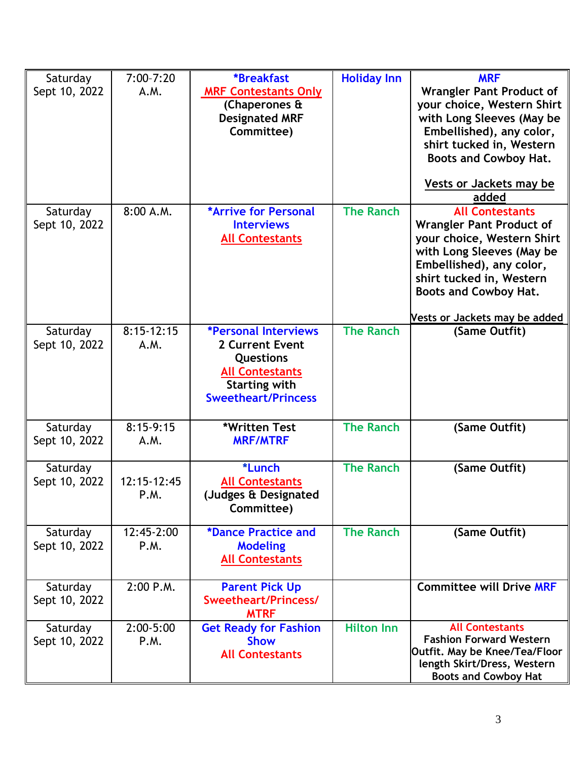| Saturday Sept 10, 2022 | 7:00-7:20 A.M. | *Breakfast MRF Contestants Only (Chaperones & Designated MRF Committee) | Holiday Inn | MRF Wrangler Pant Product of your choice, Western Shirt with Long Sleeves (May be Embellished), any color, shirt tucked in, Western Boots and Cowboy Hat. Vests or Jackets may be added |
|---|---|---|---|---|
| Saturday Sept 10, 2022 | 8:00 A.M. | *Arrive for Personal Interviews All Contestants | The Ranch | All Contestants Wrangler Pant Product of your choice, Western Shirt with Long Sleeves (May be Embellished), any color, shirt tucked in, Western Boots and Cowboy Hat. Vests or Jackets may be added |
| Saturday Sept 10, 2022 | 8:15-12:15 A.M. | *Personal Interviews 2 Current Event Questions All Contestants Starting with Sweetheart/Princess | The Ranch | (Same Outfit) |
| Saturday Sept 10, 2022 | 8:15-9:15 A.M. | *Written Test MRF/MTRF | The Ranch | (Same Outfit) |
| Saturday Sept 10, 2022 | 12:15-12:45 P.M. | *Lunch All Contestants (Judges & Designated Committee) | The Ranch | (Same Outfit) |
| Saturday Sept 10, 2022 | 12:45-2:00 P.M. | *Dance Practice and Modeling All Contestants | The Ranch | (Same Outfit) |
| Saturday Sept 10, 2022 | 2:00 P.M. | Parent Pick Up Sweetheart/Princess/ MTRF | | Committee will Drive MRF |
| Saturday Sept 10, 2022 | 2:00-5:00 P.M. | Get Ready for Fashion Show All Contestants | Hilton Inn | All Contestants Fashion Forward Western Outfit. May be Knee/Tea/Floor length Skirt/Dress, Western Boots and Cowboy Hat |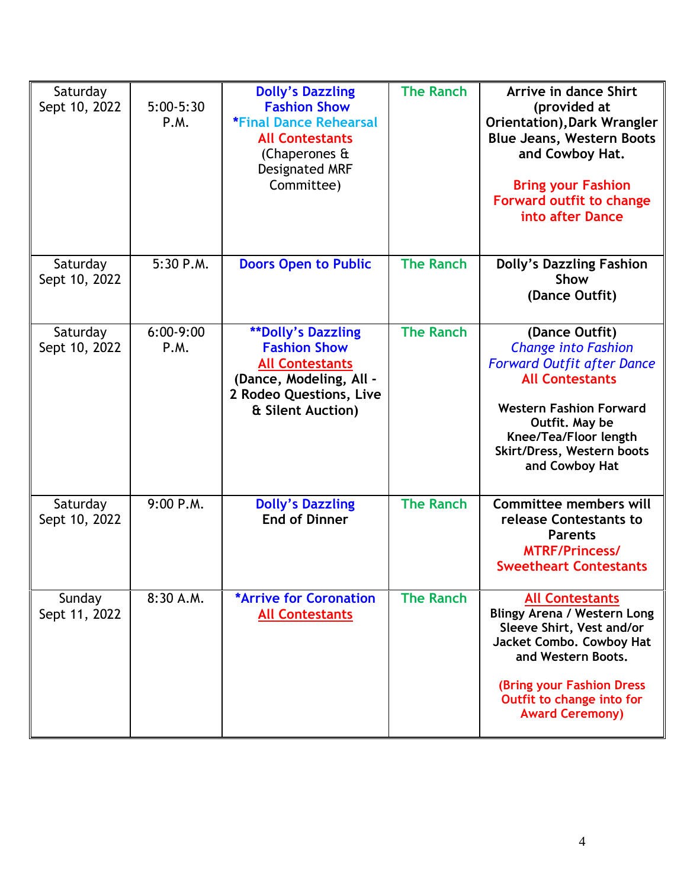| Saturday Sept 10, 2022 | 5:00-5:30 P.M. | **Dolly's Dazzling Fashion Show** **\*Final Dance Rehearsal** **All Contestants** (Chaperones & Designated MRF Committee) | **The Ranch** | **Arrive in dance Shirt (provided at Orientation), Dark Wrangler Blue Jeans, Western Boots and Cowboy Hat.** **Bring your Fashion Forward outfit to change into after Dance** |
|---|---|---|---|---|
| Saturday Sept 10, 2022 | 5:30 P.M. | **Doors Open to Public** | **The Ranch** | **Dolly's Dazzling Fashion Show (Dance Outfit)** |
| Saturday Sept 10, 2022 | 6:00-9:00 P.M. | **\*\*Dolly's Dazzling Fashion Show** **All Contestants** **(Dance, Modeling, All - 2 Rodeo Questions, Live & Silent Auction)** | **The Ranch** | **(Dance Outfit)** *Change into Fashion Forward Outfit after Dance* **All Contestants** **Western Fashion Forward Outfit. May be Knee/Tea/Floor length Skirt/Dress, Western boots and Cowboy Hat** |
| Saturday Sept 10, 2022 | 9:00 P.M. | **Dolly's Dazzling End of Dinner** | **The Ranch** | **Committee members will release Contestants to Parents** **MTRF/Princess/ Sweetheart Contestants** |
| Sunday Sept 11, 2022 | 8:30 A.M. | **\*Arrive for Coronation** **All Contestants** | **The Ranch** | **All Contestants** **Blingy Arena / Western Long Sleeve Shirt, Vest and/or Jacket Combo. Cowboy Hat and Western Boots.** **(Bring your Fashion Dress Outfit to change into for Award Ceremony)** |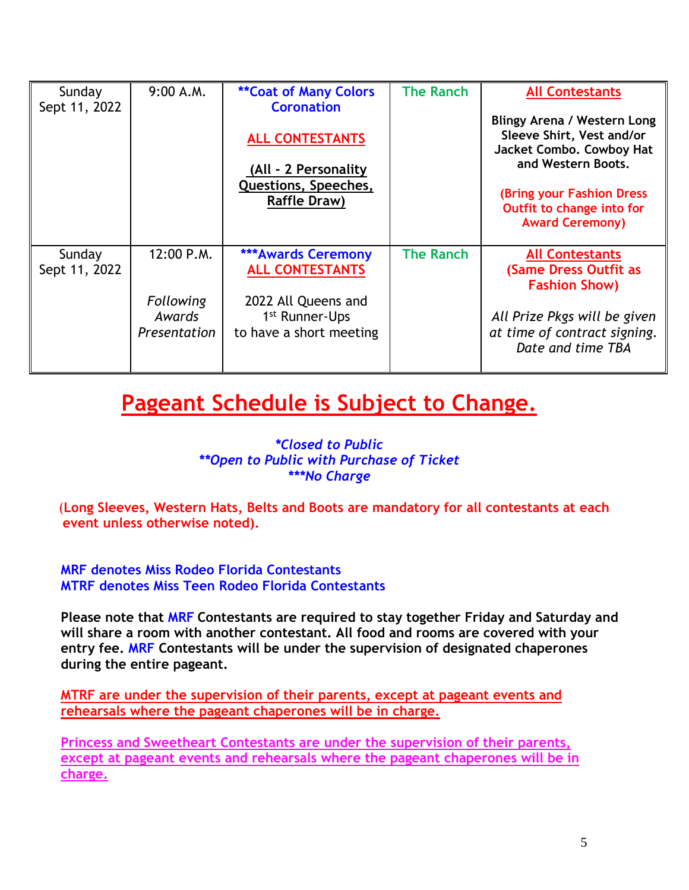| | | | | |
|---|---|---|---|---|
| Sunday Sept 11, 2022 | 9:00 A.M. | **Coat of Many Colors Coronation<br><br>ALL CONTESTANTS<br><br>**(All - 2 Personality Questions, Speeches, Raffle Draw)** | The Ranch | All Contestants<br><br>**Blingy Arena / Western Long Sleeve Shirt, Vest and/or Jacket Combo. Cowboy Hat and Western Boots.**<br><br>**(Bring your Fashion Dress Outfit to change into for Award Ceremony)** |
| Sunday Sept 11, 2022 | 12:00 P.M.<br><br>*Following Awards Presentation* | ***Awards Ceremony<br>ALL CONTESTANTS<br><br>2022 All Queens and 1st Runner-Ups to have a short meeting | The Ranch | All Contestants<br>**(Same Dress Outfit as Fashion Show)**<br><br>*All Prize Pkgs will be given at time of contract signing. Date and time TBA* |

# Pageant Schedule is Subject to Change.

*\*Closed to Public*
*\*\*Open to Public with Purchase of Ticket*
*\*\*\*No Charge*

**(Long Sleeves, Western Hats, Belts and Boots are mandatory for all contestants at each event unless otherwise noted).**

**MRF denotes Miss Rodeo Florida Contestants**
**MTRF denotes Miss Teen Rodeo Florida Contestants**

**Please note that MRF Contestants are required to stay together Friday and Saturday and will share a room with another contestant. All food and rooms are covered with your entry fee. MRF Contestants will be under the supervision of designated chaperones during the entire pageant.**

**MTRF are under the supervision of their parents, except at pageant events and rehearsals where the pageant chaperones will be in charge.**

**Princess and Sweetheart Contestants are under the supervision of their parents, except at pageant events and rehearsals where the pageant chaperones will be in charge.**